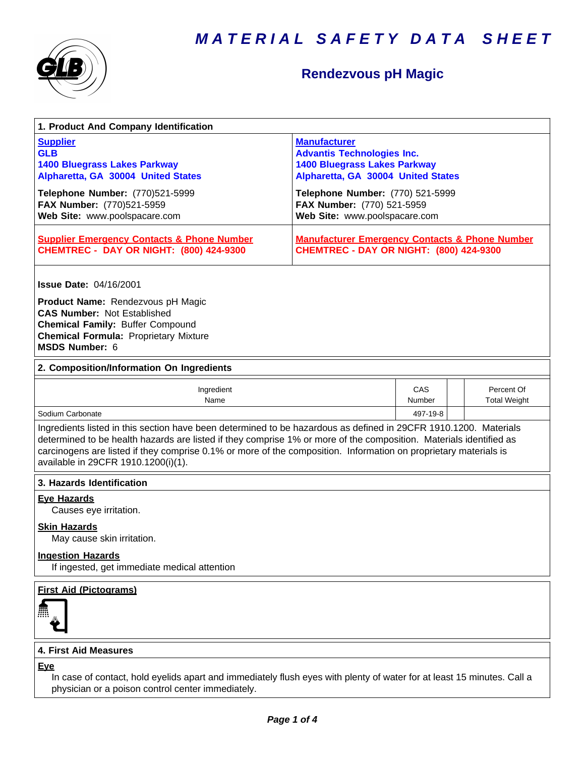# MATERIAL SAFETY DATA SHEET

## Rendezvous pH Magic

### 1. Product And Company Identification

| Supplier | Manufacturer |
|---|---|
| **GLB**<br>**1400 Bluegrass Lakes Parkway**<br>**Alpharetta, GA 30004 United States** | **Advantis Technologies Inc.**<br>**1400 Bluegrass Lakes Parkway**<br>**Alpharetta, GA 30004 United States** |
| **Telephone Number:** (770)521-5999<br>**FAX Number:** (770)521-5959<br>**Web Site:** www.poolspacare.com | **Telephone Number:** (770) 521-5999<br>**FAX Number:** (770) 521-5959<br>**Web Site:** www.poolspacare.com |
| **Supplier Emergency Contacts & Phone Number**<br>**CHEMTREC - DAY OR NIGHT: (800) 424-9300** | **Manufacturer Emergency Contacts & Phone Number**<br>**CHEMTREC - DAY OR NIGHT: (800) 424-9300** |

**Issue Date:** 04/16/2001

**Product Name:** Rendezvous pH Magic
**CAS Number:** Not Established
**Chemical Family:** Buffer Compound
**Chemical Formula:** Proprietary Mixture
**MSDS Number:** 6

### 2. Composition/Information On Ingredients

| Ingredient Name | CAS Number | | Percent Of Total Weight |
|---|---|---|---|
| Sodium Carbonate | 497-19-8 | | |

Ingredients listed in this section have been determined to be hazardous as defined in 29CFR 1910.1200. Materials determined to be health hazards are listed if they comprise 1% or more of the composition. Materials identified as carcinogens are listed if they comprise 0.1% or more of the composition. Information on proprietary materials is available in 29CFR 1910.1200(i)(1).

### 3. Hazards Identification

**Eye Hazards**

Causes eye irritation.

**Skin Hazards**

May cause skin irritation.

**Ingestion Hazards**

If ingested, get immediate medical attention

**First Aid (Pictograms)**

### 4. First Aid Measures

**Eye**

In case of contact, hold eyelids apart and immediately flush eyes with plenty of water for at least 15 minutes. Call a physician or a poison control center immediately.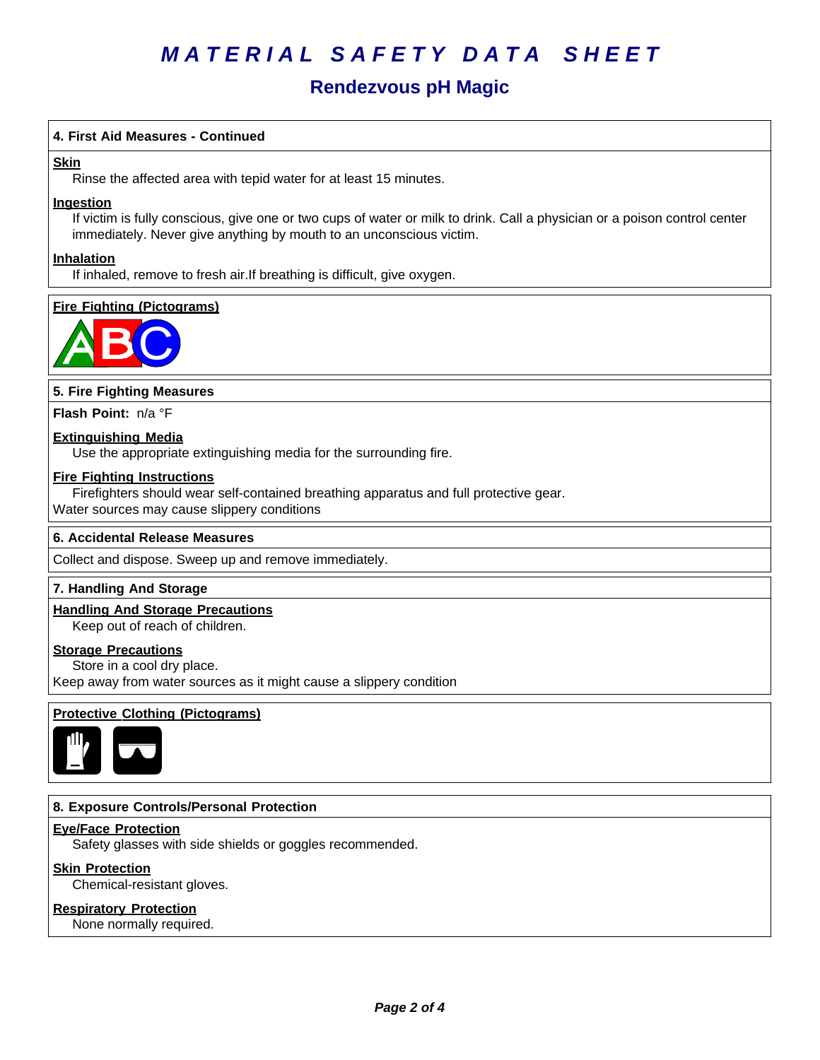# MATERIAL SAFETY DATA SHEET

## Rendezvous pH Magic

### 4. First Aid Measures - Continued

**Skin**

Rinse the affected area with tepid water for at least 15 minutes.

**Ingestion**

If victim is fully conscious, give one or two cups of water or milk to drink. Call a physician or a poison control center immediately. Never give anything by mouth to an unconscious victim.

**Inhalation**

If inhaled, remove to fresh air.If breathing is difficult, give oxygen.

**Fire Fighting (Pictograms)**

### 5. Fire Fighting Measures

**Flash Point:** n/a °F

**Extinguishing Media**

Use the appropriate extinguishing media for the surrounding fire.

**Fire Fighting Instructions**

Firefighters should wear self-contained breathing apparatus and full protective gear.
Water sources may cause slippery conditions

### 6. Accidental Release Measures

Collect and dispose. Sweep up and remove immediately.

### 7. Handling And Storage

**Handling And Storage Precautions**

Keep out of reach of children.

**Storage Precautions**

Store in a cool dry place.
Keep away from water sources as it might cause a slippery condition

**Protective Clothing (Pictograms)**

### 8. Exposure Controls/Personal Protection

**Eye/Face Protection**

Safety glasses with side shields or goggles recommended.

**Skin Protection**

Chemical-resistant gloves.

**Respiratory Protection**

None normally required.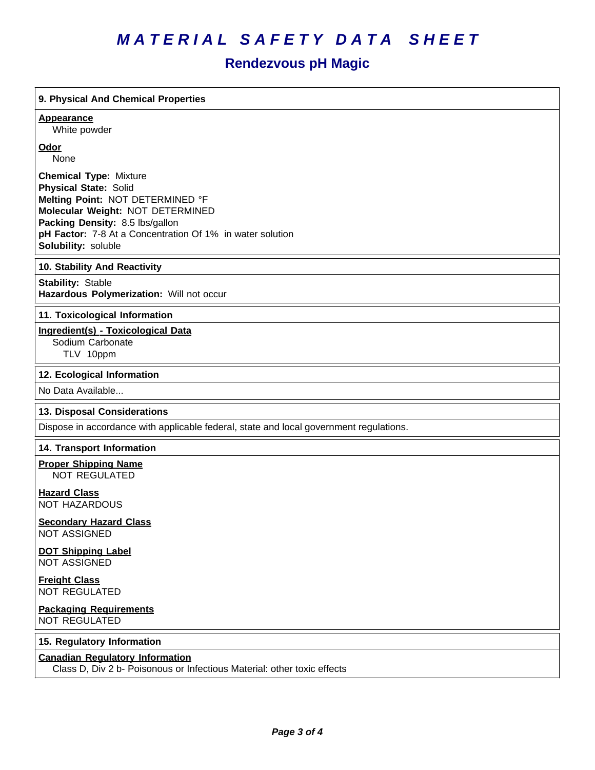# MATERIAL SAFETY DATA SHEET

## Rendezvous pH Magic

### 9. Physical And Chemical Properties

**Appearance**
White powder

**Odor**
None

**Chemical Type:** Mixture
**Physical State:** Solid
**Melting Point:** NOT DETERMINED °F
**Molecular Weight:** NOT DETERMINED
**Packing Density:** 8.5 lbs/gallon
**pH Factor:** 7-8 At a Concentration Of 1% in water solution
**Solubility:** soluble

### 10. Stability And Reactivity

**Stability:** Stable
**Hazardous Polymerization:** Will not occur

### 11. Toxicological Information

**Ingredient(s) - Toxicological Data**
Sodium Carbonate
TLV 10ppm

### 12. Ecological Information

No Data Available...

### 13. Disposal Considerations

Dispose in accordance with applicable federal, state and local government regulations.

### 14. Transport Information

**Proper Shipping Name**
NOT REGULATED

**Hazard Class**
NOT HAZARDOUS

**Secondary Hazard Class**
NOT ASSIGNED

**DOT Shipping Label**
NOT ASSIGNED

**Freight Class**
NOT REGULATED

**Packaging Requirements**
NOT REGULATED

### 15. Regulatory Information

**Canadian Regulatory Information**
Class D, Div 2 b- Poisonous or Infectious Material: other toxic effects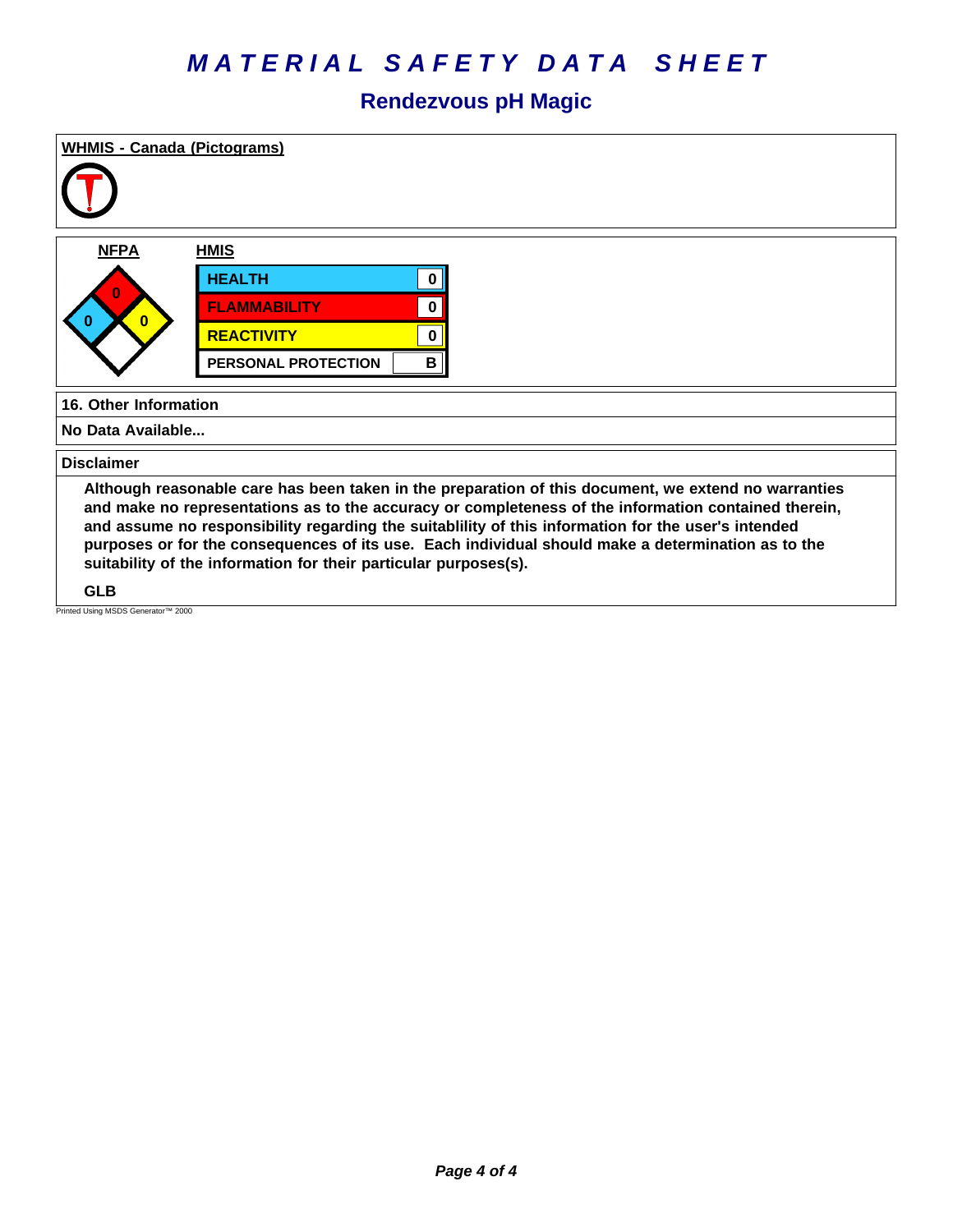# MATERIAL SAFETY DATA SHEET

## Rendezvous pH Magic

**WHMIS - Canada (Pictograms)**

**NFPA**

0

0 0

**HMIS**

| | |
|---|---|
| HEALTH | 0 |
| FLAMMABILITY | 0 |
| REACTIVITY | 0 |
| PERSONAL PROTECTION | B |

**16. Other Information**

**No Data Available...**

**Disclaimer**

**Although reasonable care has been taken in the preparation of this document, we extend no warranties and make no representations as to the accuracy or completeness of the information contained therein, and assume no responsibility regarding the suitablility of this information for the user's intended purposes or for the consequences of its use. Each individual should make a determination as to the suitability of the information for their particular purposes(s).**

**GLB**

Printed Using MSDS Generator™ 2000